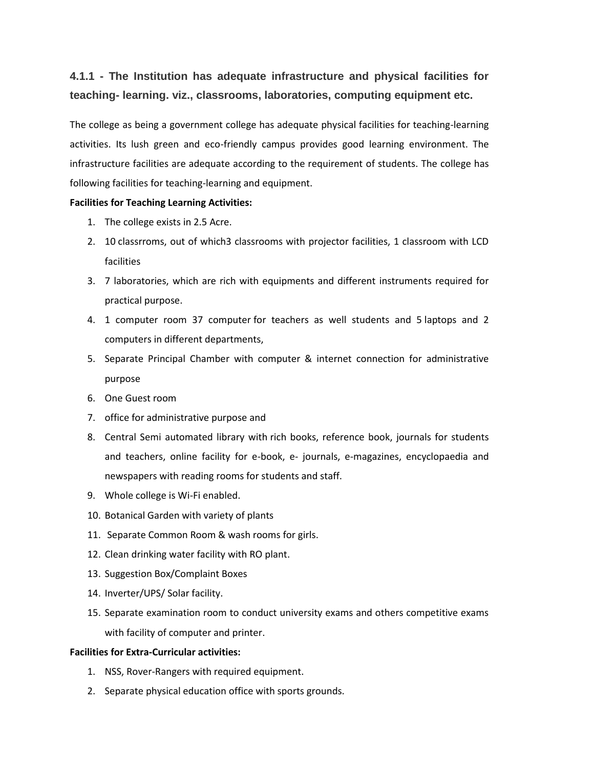### 4.1.1 - The Institution has adequate infrastructure and physical facilities for teaching- learning. viz., classrooms, laboratories, computing equipment etc.

The college as being a government college has adequate physical facilities for teaching-learning activities. Its lush green and eco-friendly campus provides good learning environment. The infrastructure facilities are adequate according to the requirement of students. The college has following facilities for teaching-learning and equipment.

**Facilities for Teaching Learning Activities:**

1. The college exists in 2.5 Acre.
2. 10 classrroms, out of which3 classrooms with projector facilities, 1 classroom with LCD facilities
3. 7 laboratories, which are rich with equipments and different instruments required for practical purpose.
4. 1 computer room 37 computer for teachers as well students and 5 laptops and 2 computers in different departments,
5. Separate Principal Chamber with computer & internet connection for administrative purpose
6. One Guest room
7. office for administrative purpose and
8. Central Semi automated library with rich books, reference book, journals for students and teachers, online facility for e-book, e- journals, e-magazines, encyclopaedia and newspapers with reading rooms for students and staff.
9. Whole college is Wi-Fi enabled.
10. Botanical Garden with variety of plants
11. Separate Common Room & wash rooms for girls.
12. Clean drinking water facility with RO plant.
13. Suggestion Box/Complaint Boxes
14. Inverter/UPS/ Solar facility.
15. Separate examination room to conduct university exams and others competitive exams with facility of computer and printer.

**Facilities for Extra-Curricular activities:**

1. NSS, Rover-Rangers with required equipment.
2. Separate physical education office with sports grounds.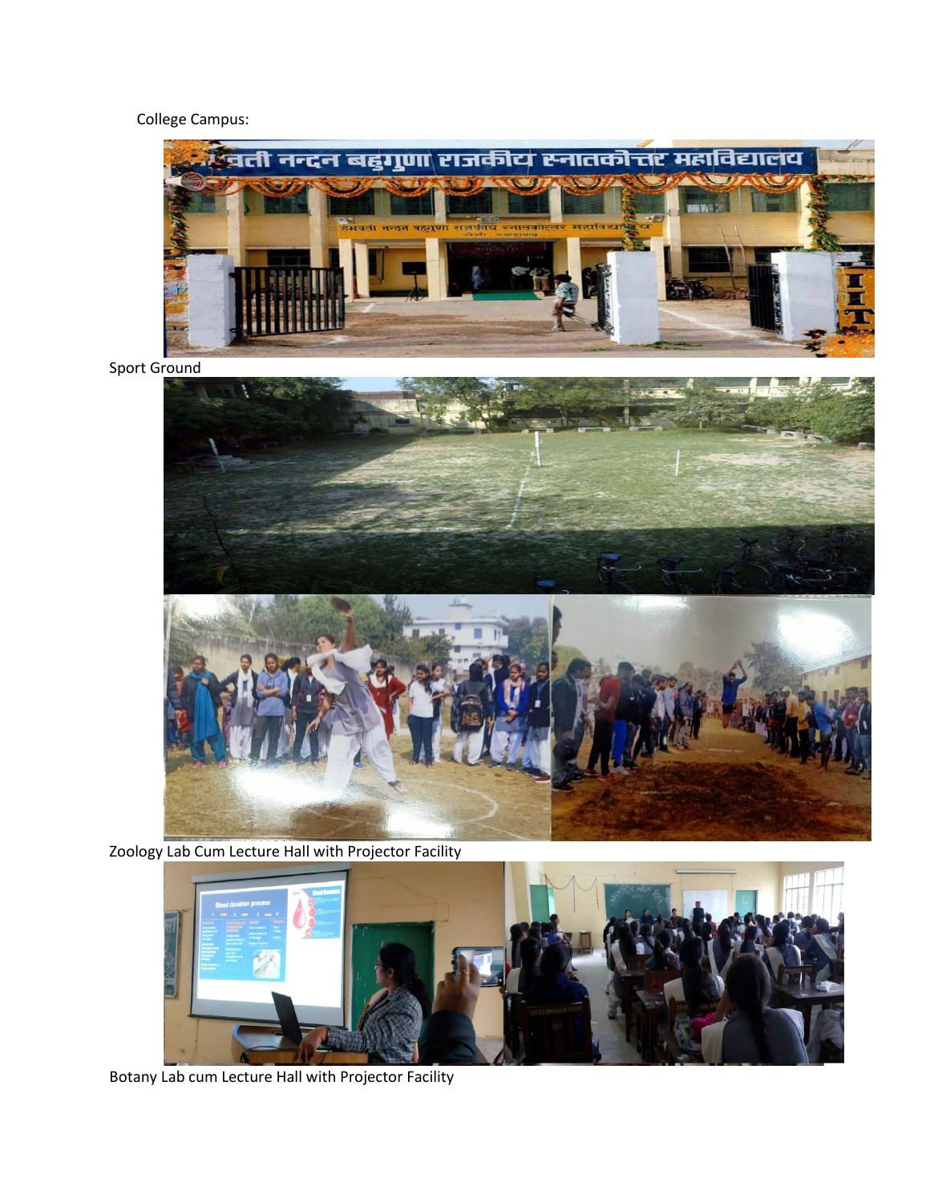College Campus:

Sport Ground

Zoology Lab Cum Lecture Hall with Projector Facility

Botany Lab cum Lecture Hall with Projector Facility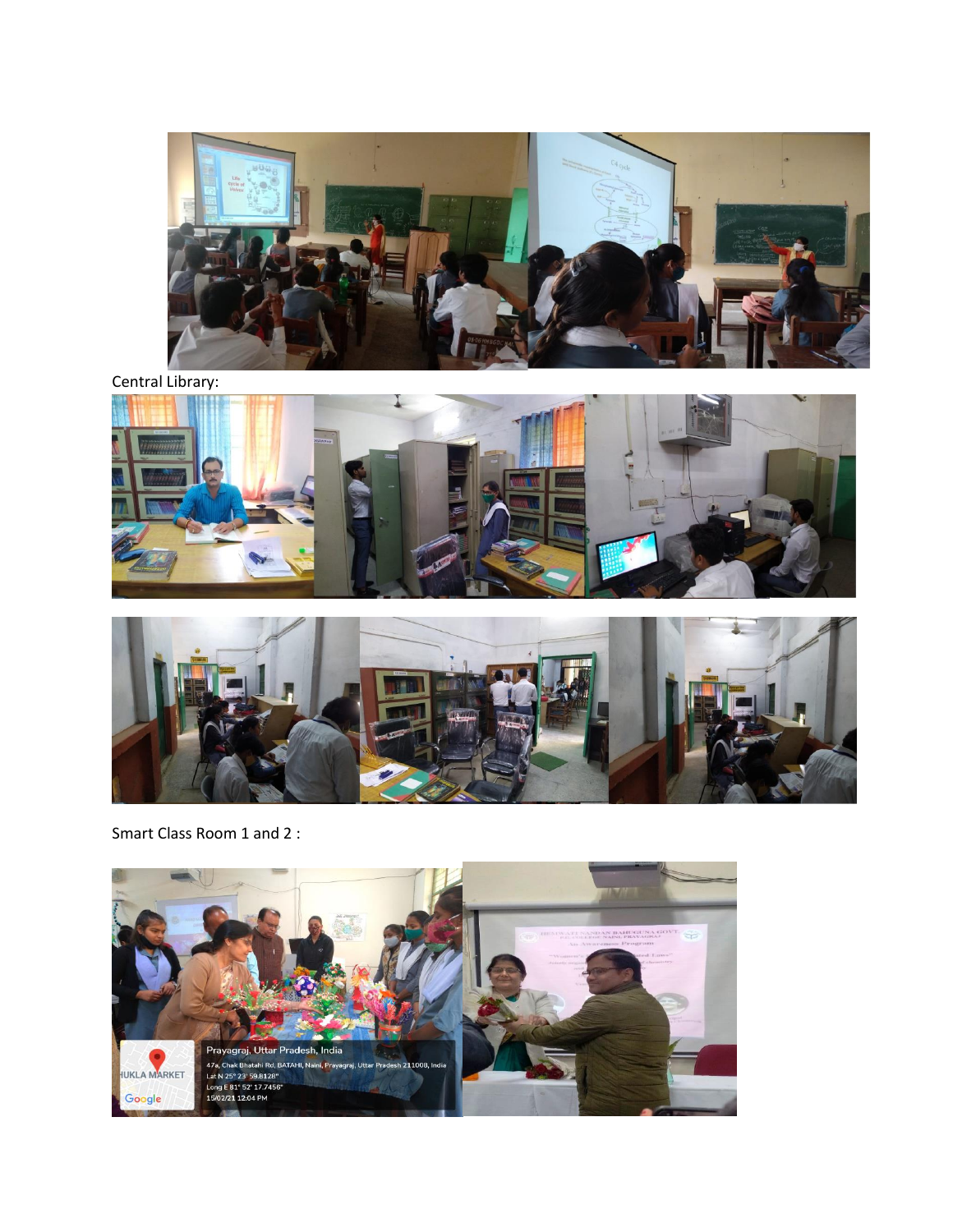Central Library:

Smart Class Room 1 and 2 :